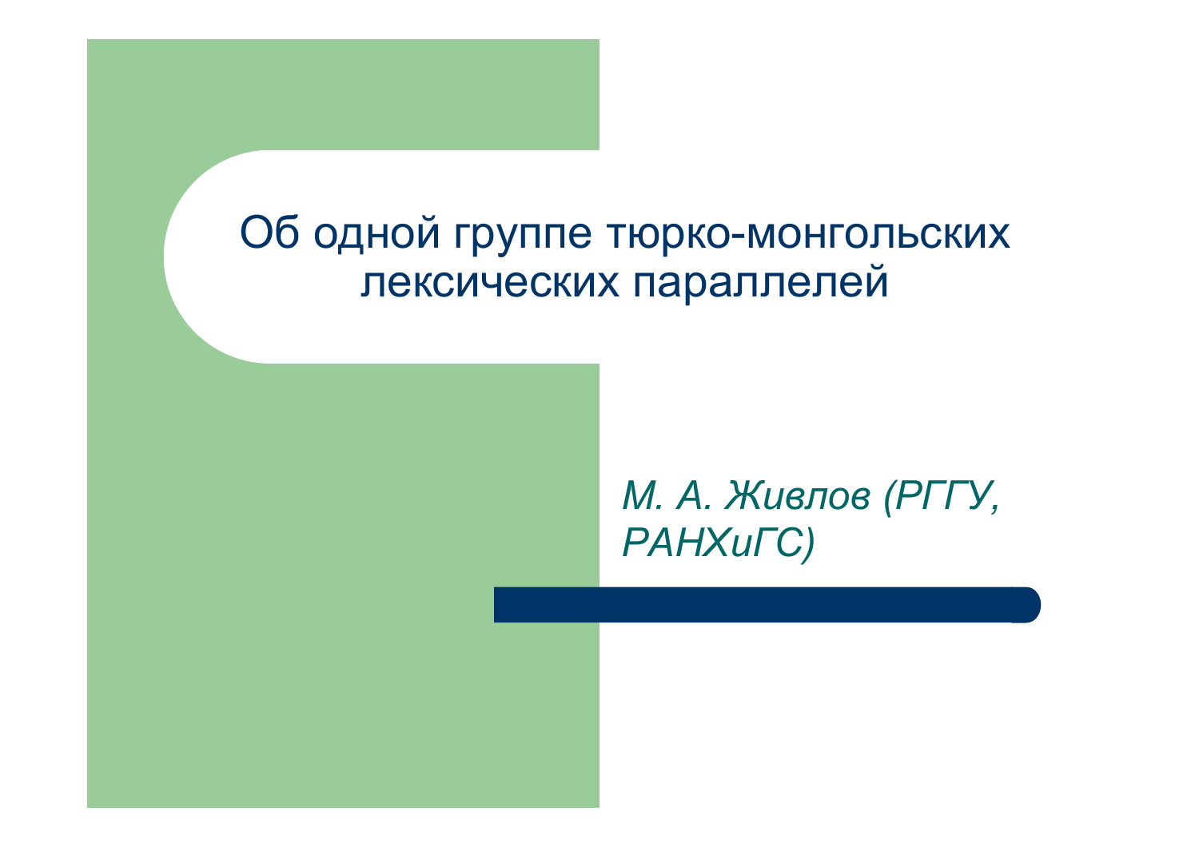# Об одной группе тюрко-монгольских лексических параллелей

*М. А. Живлов (РГГУ, РАНХиГС)*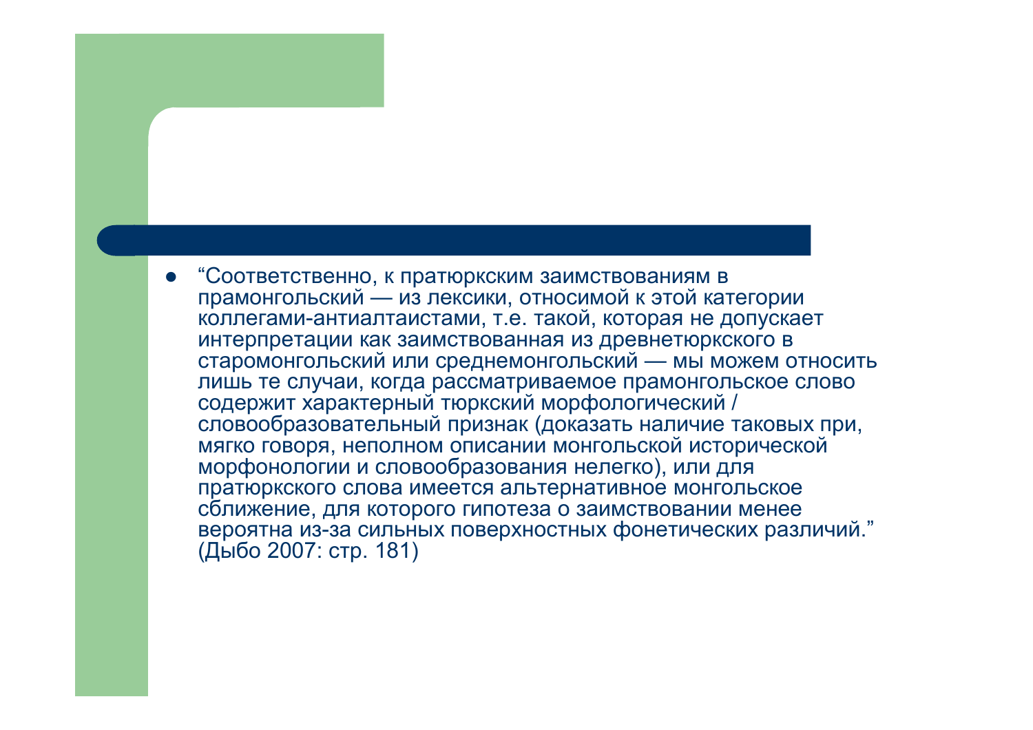- “Соответственно, к пратюркским заимствованиям в прамонгольский — из лексики, относимой к этой категории коллегами-антиалтаистами, т.е. такой, которая не допускает интерпретации как заимствованная из древнетюркского в старомонгольский или среднемонгольский — мы можем относить лишь те случаи, когда рассматриваемое прамонгольское слово содержит характерный тюркский морфологический / словообразовательный признак (доказать наличие таковых при, мягко говоря, неполном описании монгольской исторической морфонологии и словообразования нелегко), или для пратюркского слова имеется альтернативное монгольское сближение, для которого гипотеза о заимствовании менее вероятна из-за сильных поверхностных фонетических различий.” (Дыбо 2007: стр. 181)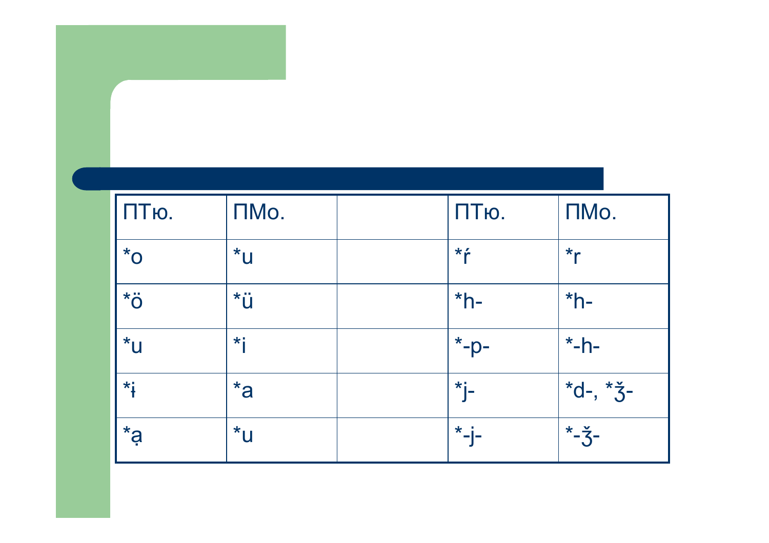| ПТю. | ПМо. | | ПТю. | ПМо. |
|---|---|---|---|---|
| *o | *u | | *ŕ | *r |
| *ö | *ü | | *h- | *h- |
| *u | *i | | *-p- | *-h- |
| *ɨ | *a | | *j- | *d-, *ǯ- |
| *ạ | *u | | *-j- | *-ǯ- |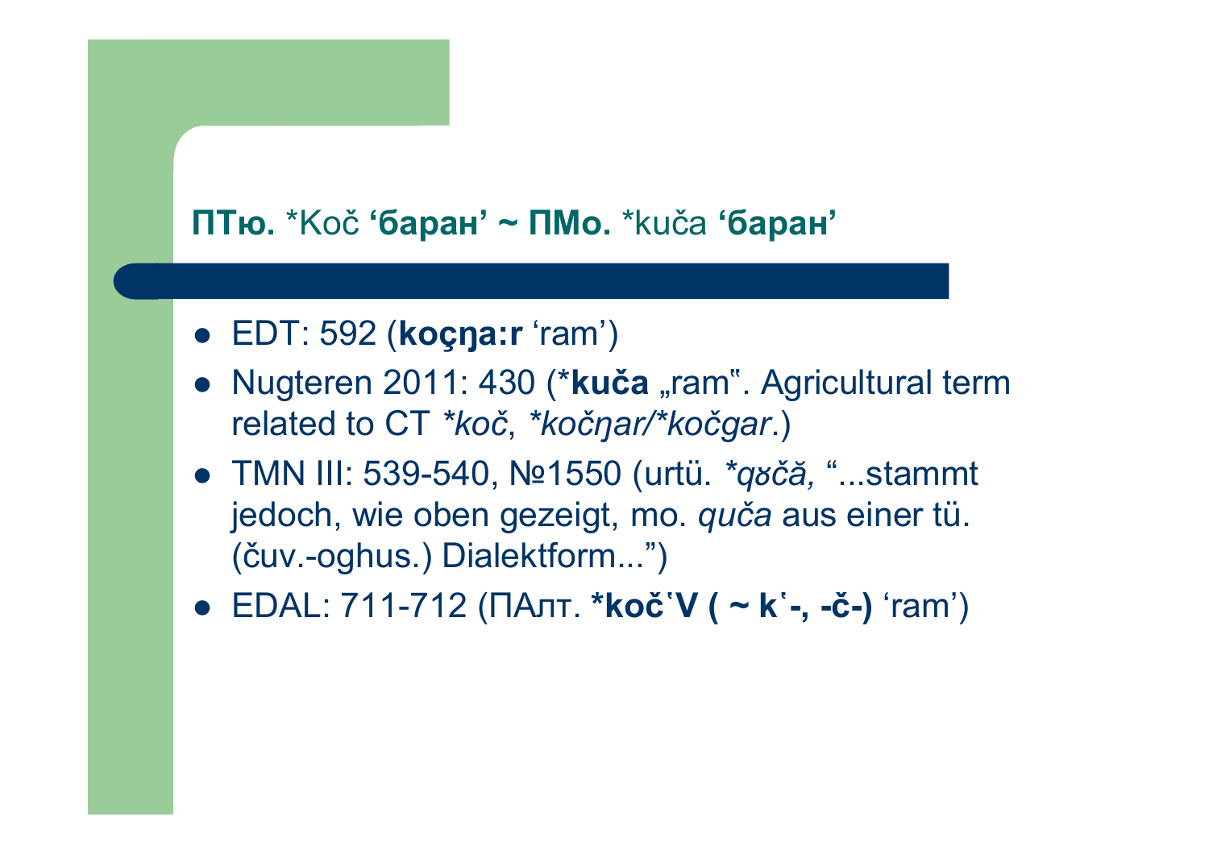## **ПТю.** *Koč **‘баран’ ~ ПМо.** *kuča **‘баран’**

- EDT: 592 (**koçŋa:r** ‘ram’)
- Nugteren 2011: 430 (***kuča** „ram‟. Agricultural term related to CT *\*koč*, *\*kočŋar/\*kočgar*.)
- TMN III: 539-540, №1550 (urtü. *\*qʊčă,* “...stammt jedoch, wie oben gezeigt, mo. *quča* aus einer tü. (čuv.-oghus.) Dialektform...”)
- EDAL: 711-712 (ПАлт. ***kočʽV ( ~ kʽ-, -č-)** ‘ram’)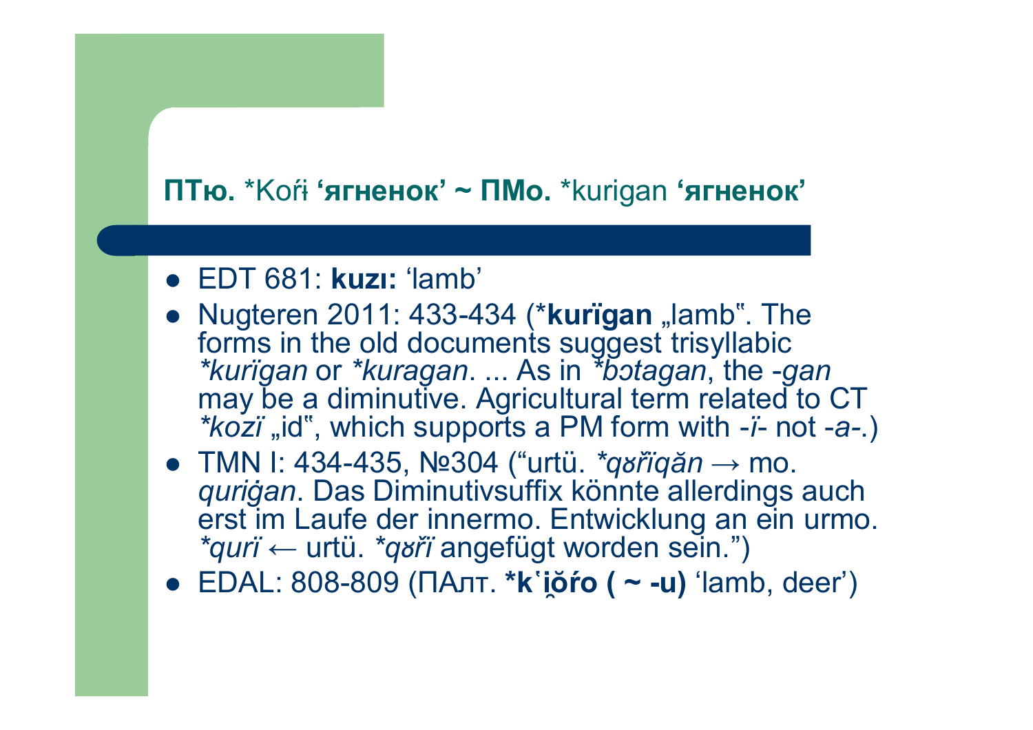## **ПТю.** \*Kořɨ **'ягненок' ~ ПМо.** \*kurigan **'ягненок'**

- EDT 681: **kuzı:** 'lamb'
- Nugteren 2011: 433-434 (\***kurïgan** „lamb". The forms in the old documents suggest trisyllabic *\*kurïgan* or *\*kuragan*. ... As in *\*bɔtagan*, the *-gan* may be a diminutive. Agricultural term related to CT *\*kozï* „id", which supports a PM form with *-ï-* not *-a-*.)
- TMN I: 434-435, №304 ("urtü. *\*qʊřïqăn* → mo. *quriġan*. Das Diminutivsuffix könnte allerdings auch erst im Laufe der innermo. Entwicklung an ein urmo. *\*qurï* ← urtü. *\*qʊřï* angefügt worden sein.")
- EDAL: 808-809 (ПАлт. **\*kʽi̯ŏŕo ( ~ -u)** 'lamb, deer')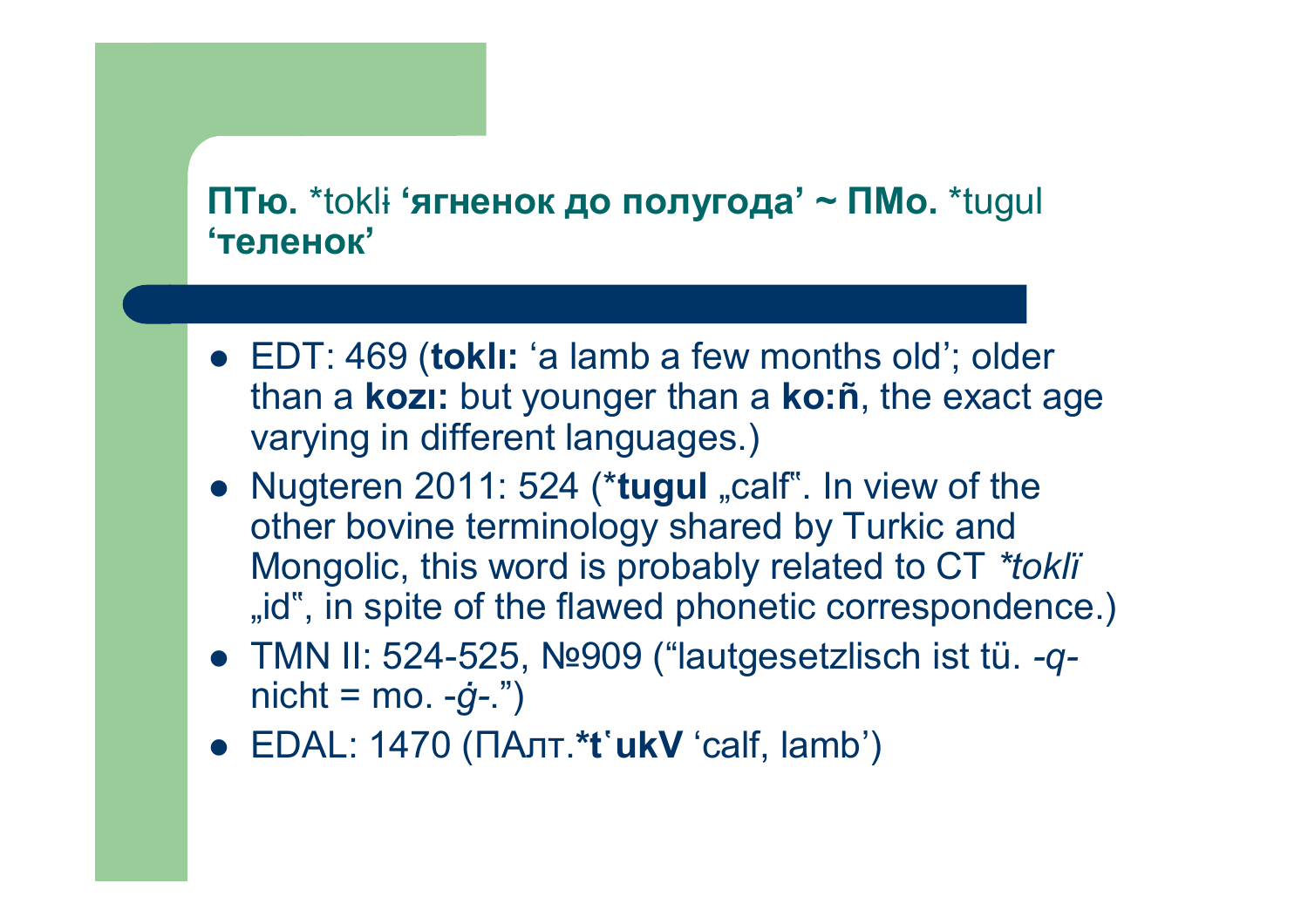## **ПТю.** *toklɨ **'ягненок до полугода' ~ ПМо.** *tugul **'теленок'**

- EDT: 469 (**toklı:** 'a lamb a few months old'; older than a **kozı:** but younger than a **ko:ñ**, the exact age varying in different languages.)
- Nugteren 2011: 524 (***tugul** „calf". In view of the other bovine terminology shared by Turkic and Mongolic, this word is probably related to CT *\*toklï* „id", in spite of the flawed phonetic correspondence.)
- TMN II: 524-525, №909 ("lautgesetzlich ist tü. *-q-* nicht = mo. *-ġ-*.")
- EDAL: 1470 (ПАлт.***tʿukV** 'calf, lamb')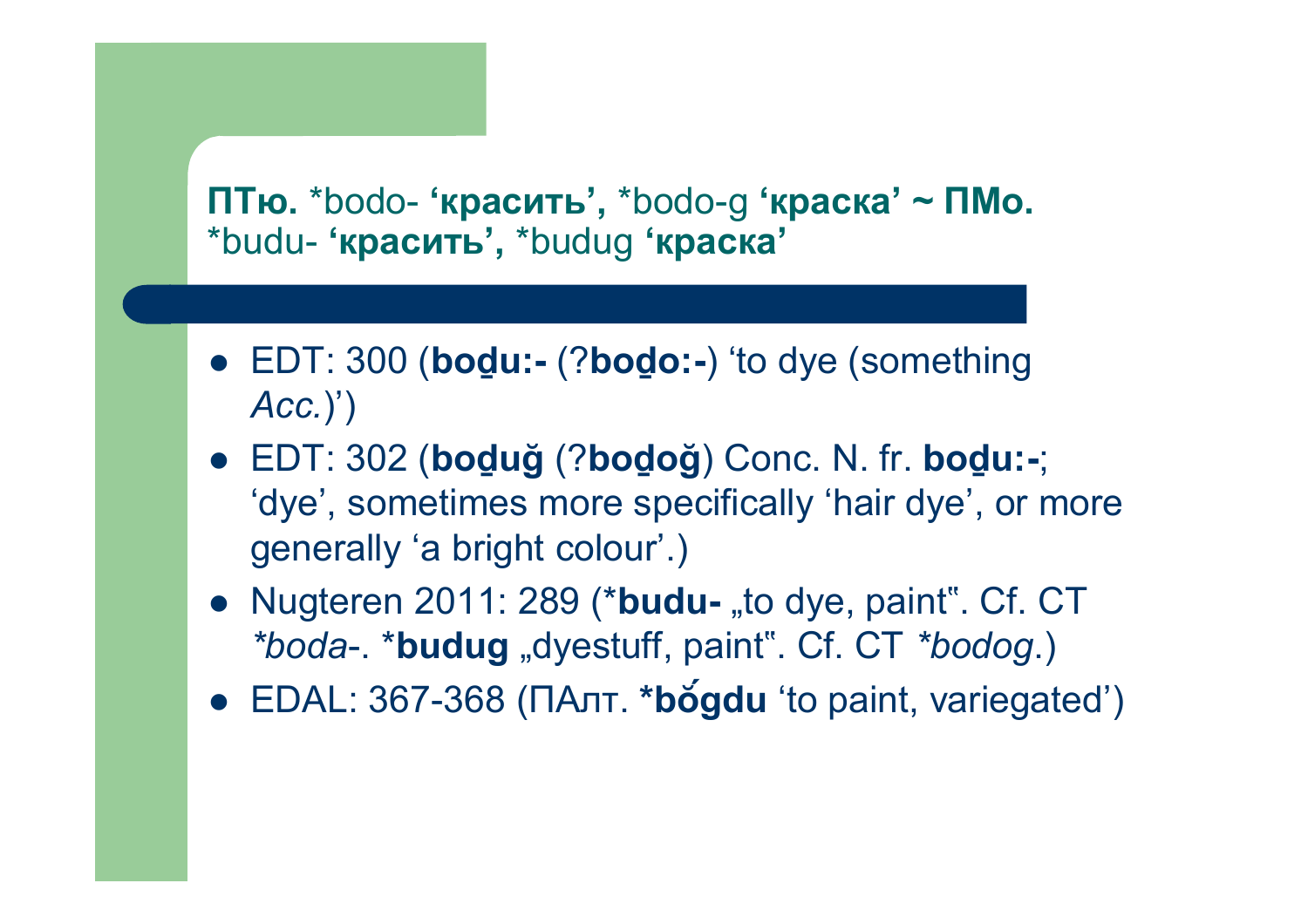## **ПТю.** *bodo- **‘красить’,** *bodo-g **‘краска’ ~ ПМо.** *budu- **‘красить’,** *budug **‘краска’**

- EDT: 300 (**boḏu:-** (?**boḏo:-**) ‘to dye (something *Acc.*)’)
- EDT: 302 (**boḏuğ** (?**boḏoğ**) Conc. N. fr. **boḏu:-**; ‘dye’, sometimes more specifically ‘hair dye’, or more generally ‘a bright colour’.)
- Nugteren 2011: 289 (***budu-** „to dye, paint‟. Cf. CT *\*boda*-. ***budug** „dyestuff, paint‟. Cf. CT *\*bodog*.)
- EDAL: 367-368 (ПАлт. ***bŏ́gdu** ‘to paint, variegated’)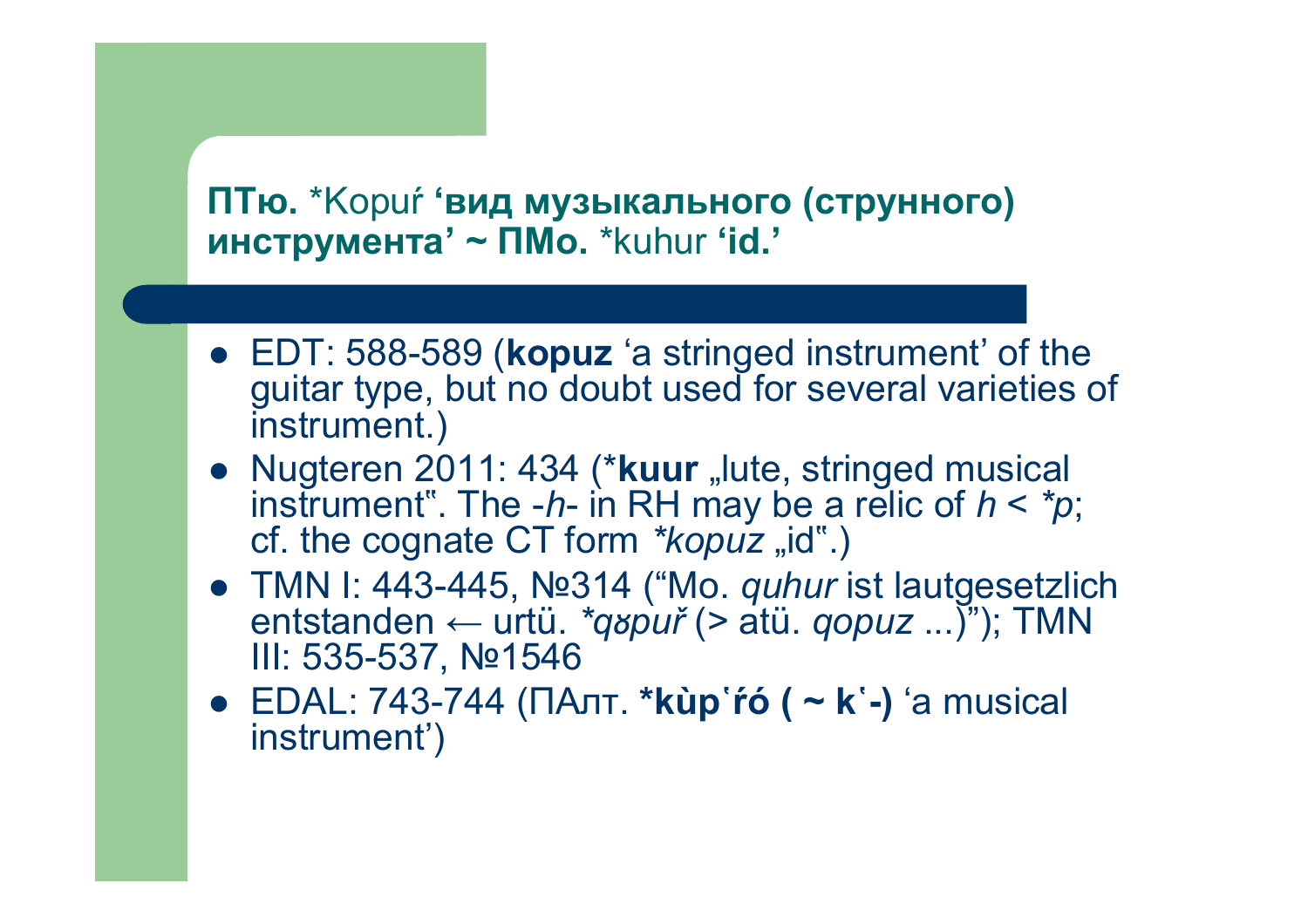## **ПТю.** *Kopuŕ **‘вид музыкального (струнного) инструмента’ ~ ПМо.** *kuhur **‘id.’**

- EDT: 588-589 (**kopuz** ‘a stringed instrument’ of the guitar type, but no doubt used for several varieties of instrument.)
- Nugteren 2011: 434 (***kuur** „lute, stringed musical instrument‟. The -*h*- in RH may be a relic of *h* < **p*; cf. the cognate CT form **kopuz* „id‟.)
- TMN I: 443-445, №314 (“Mo. *quhur* ist lautgesetzlich entstanden ← urtü. **qɤpuř* (> atü. *qopuz* ...)”); TMN III: 535-537, №1546
- EDAL: 743-744 (ПАлт. ***kùpʽŕó ( ~ kʽ-)** ‘a musical instrument’)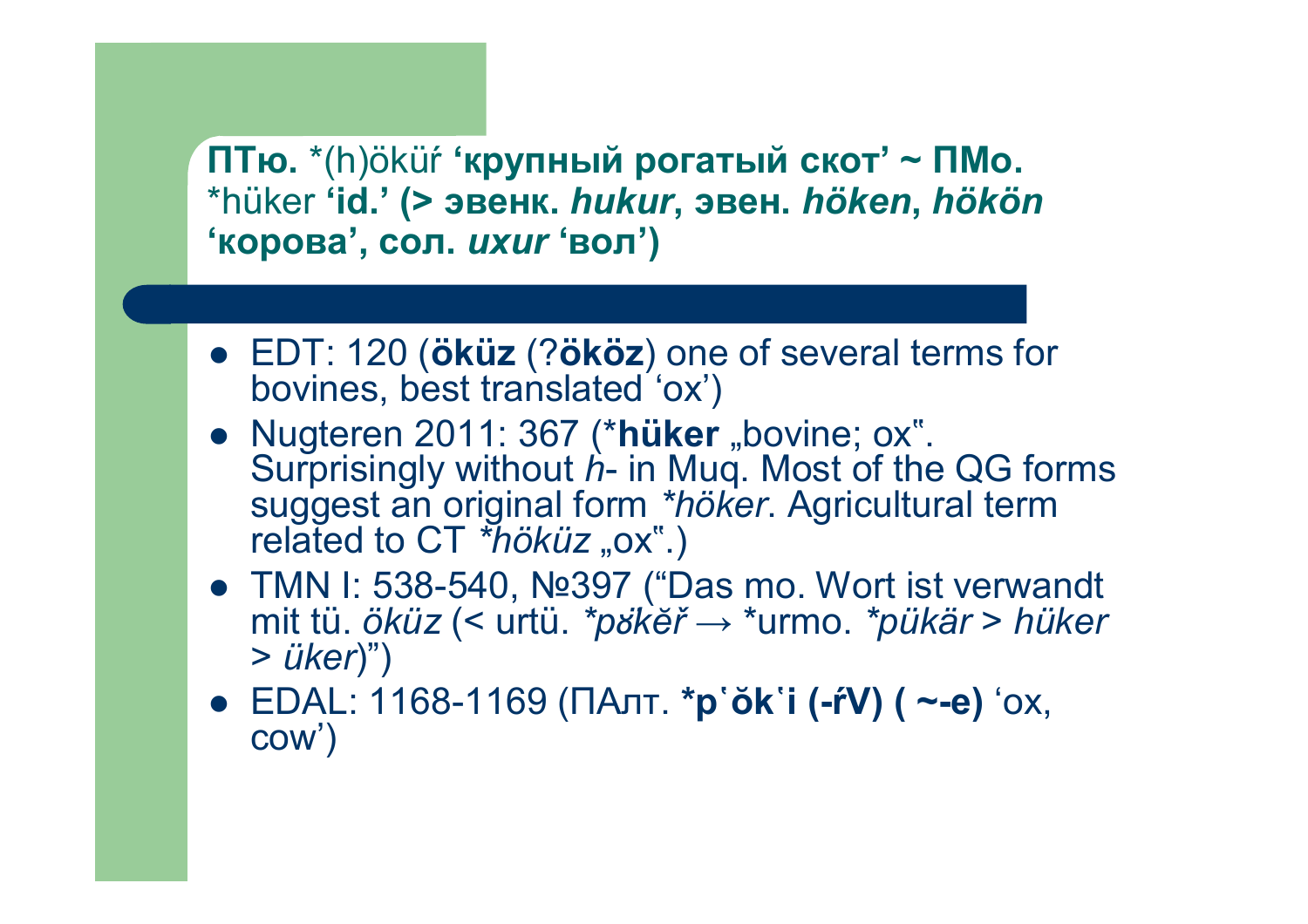## **ПТю.** *(h)öküŕ **'крупный рогатый скот' ~ ПМо.** *hüker **'id.' (> эвенк.** ***hukur*****, эвен.** ***höken*****,** ***hökön*** **'корова', сол.** ***uxur*** **'вол')**

- EDT: 120 (**öküz** (?**ököz**) one of several terms for bovines, best translated 'ox')
- Nugteren 2011: 367 (***hüker** „bovine; ox‟. Surprisingly without *h*- in Muq. Most of the QG forms suggest an original form **höker*. Agricultural term related to CT **hööküz* „ox‟.)
- TMN I: 538-540, №397 ("Das mo. Wort ist verwandt mit tü. *öküz* (< urtü. **pȍkĕř* → *urmo. **pükär* > *hüker* > *üker*)")
- EDAL: 1168-1169 (ПАлт. ***pʽŏkʽi (-ŕV) ( ~-e)** 'ox, cow')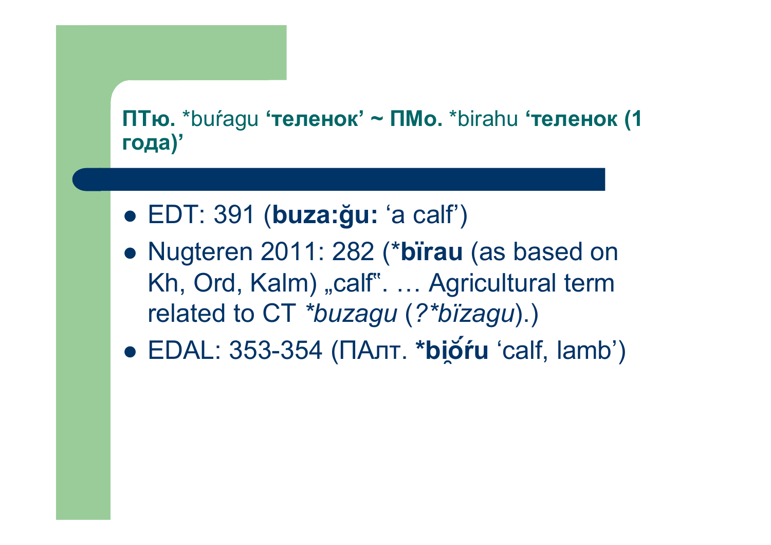## **ПТю.** *buŕagu **‘теленок’ ~ ПМо.** *birahu **‘теленок (1 года)’**

- EDT: 391 (**buza:ğu:** ‘a calf’)
- Nugteren 2011: 282 (***bïrau** (as based on Kh, Ord, Kalm) „calf‟. … Agricultural term related to CT *\*buzagu* (*?\*bïzagu*).)
- EDAL: 353-354 (ПАлт. ***bi̯ŏ́ŕu** ‘calf, lamb’)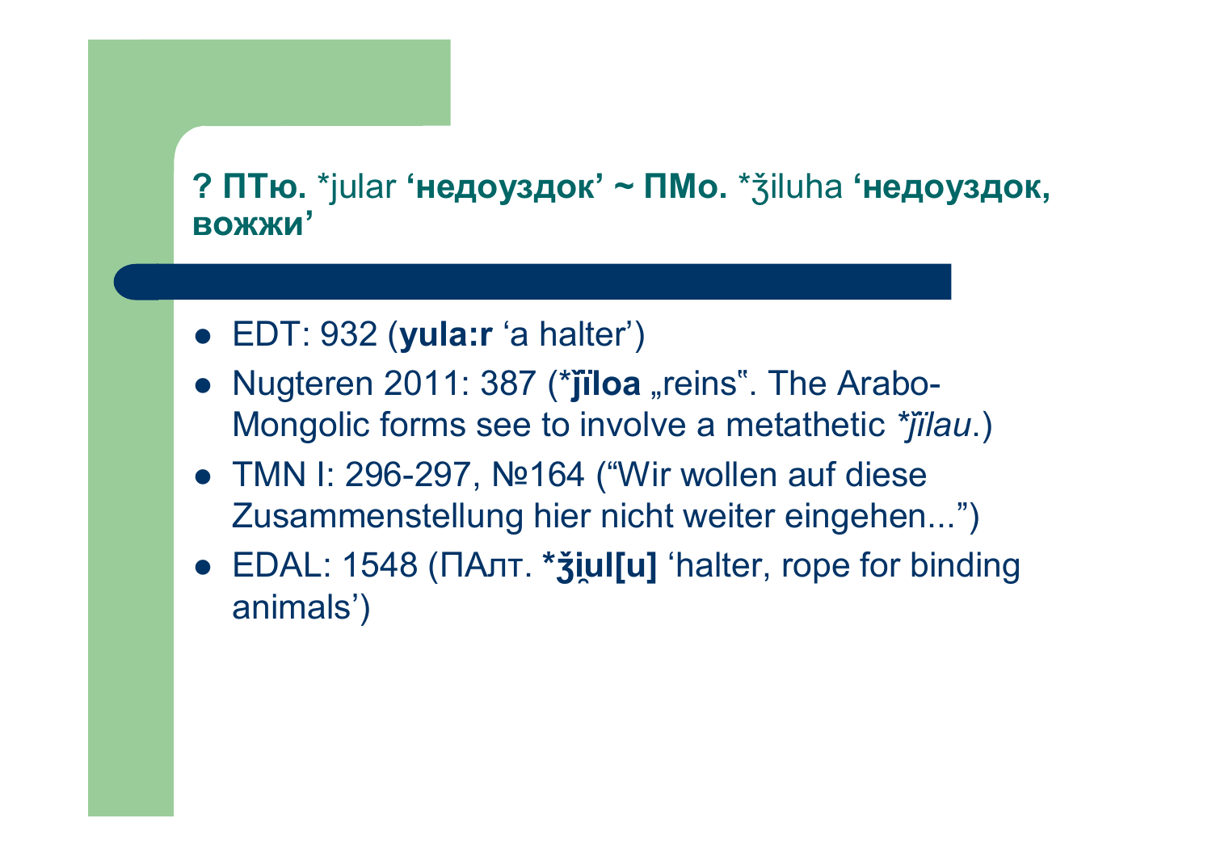## ? **ПТю.** *jular **'недоуздок' ~ ПМо.** *ǯiluha **'недоуздок, вожжи'**

- EDT: 932 (**yula:r** 'a halter')
- Nugteren 2011: 387 (***ǰïloa** „reins". The Arabo-Mongolic forms see to involve a metathetic *\*ǰïlau*.)
- TMN I: 296-297, №164 ("Wir wollen auf diese Zusammenstellung hier nicht weiter eingehen...")
- EDAL: 1548 (ПАлт. ***ǯi̯ul[u]** 'halter, rope for binding animals')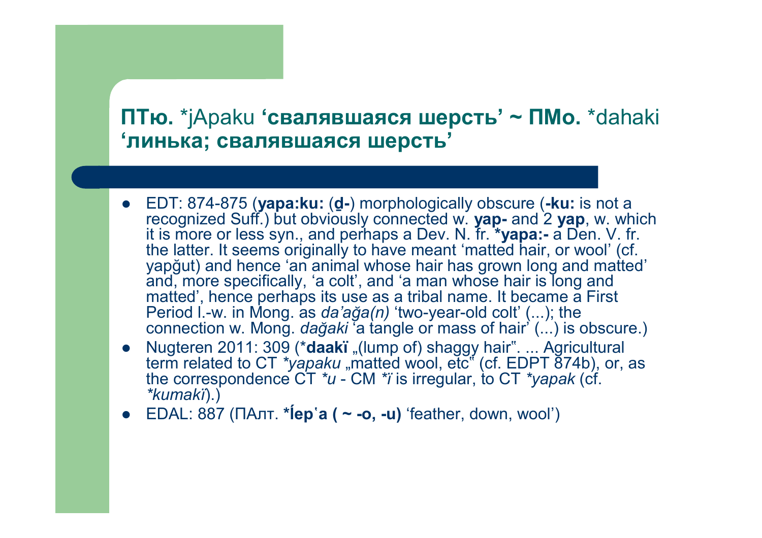## **ПТю.** *jApaku **'свалявшаяся шерсть' ~ ПМо.** *dahaki **'линька; свалявшаяся шерсть'**

- EDT: 874-875 (**yapa:ku:** (**ḏ-**) morphologically obscure (**-ku:** is not a recognized Suff.) but obviously connected w. **yap-** and 2 **yap**, w. which it is more or less syn., and perhaps a Dev. N. fr. ***yapa:-** a Den. V. fr. the latter. It seems originally to have meant 'matted hair, or wool' (cf. yapğut) and hence 'an animal whose hair has grown long and matted' and, more specifically, 'a colt', and 'a man whose hair is long and matted', hence perhaps its use as a tribal name. It became a First Period l.-w. in Mong. as *da'ağa(n)* 'two-year-old colt' (...); the connection w. Mong. *dağaki* 'a tangle or mass of hair' (...) is obscure.)
- Nugteren 2011: 309 (***daakï** „(lump of) shaggy hair". ... Agricultural term related to CT **yapaku* „matted wool, etc" (cf. EDPT 874b), or, as the correspondence CT **u* - CM **ï* is irregular, to CT **yapak* (cf. **kumakï*).)
- EDAL: 887 (ПАлт. ***ĺepʽa ( ~ -o, -u)** 'feather, down, wool')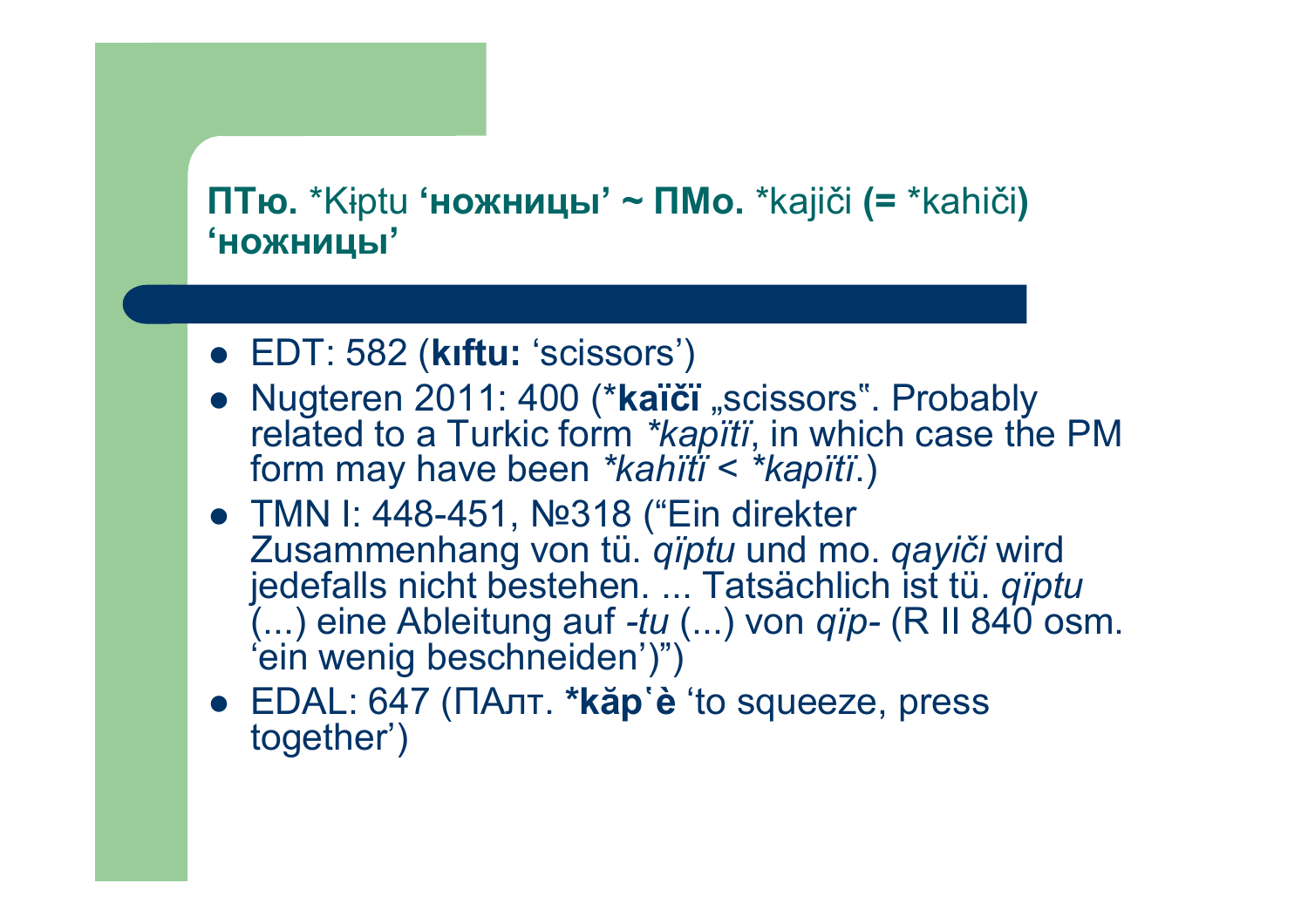**ПТю.** *Kɨptu **'ножницы' ~ ПМо.** *kajiči **(=** *kahiči**)** **'ножницы'**

- EDT: 582 (**kıftu:** 'scissors')
- Nugteren 2011: 400 (***kaïčï** „scissors". Probably related to a Turkic form *\*kapïtï*, in which case the PM form may have been *\*kahïtï* < *\*kapïtï*.)
- TMN I: 448-451, №318 ("Ein direkter Zusammenhang von tü. *qïptu* und mo. *qayiči* wird jedefalls nicht bestehen. ... Tatsächlich ist tü. *qïptu* (...) eine Ableitung auf *-tu* (...) von *qïp-* (R II 840 osm. 'ein wenig beschneiden')")
- EDAL: 647 (ПАлт. ***kăp῾è*** 'to squeeze, press together')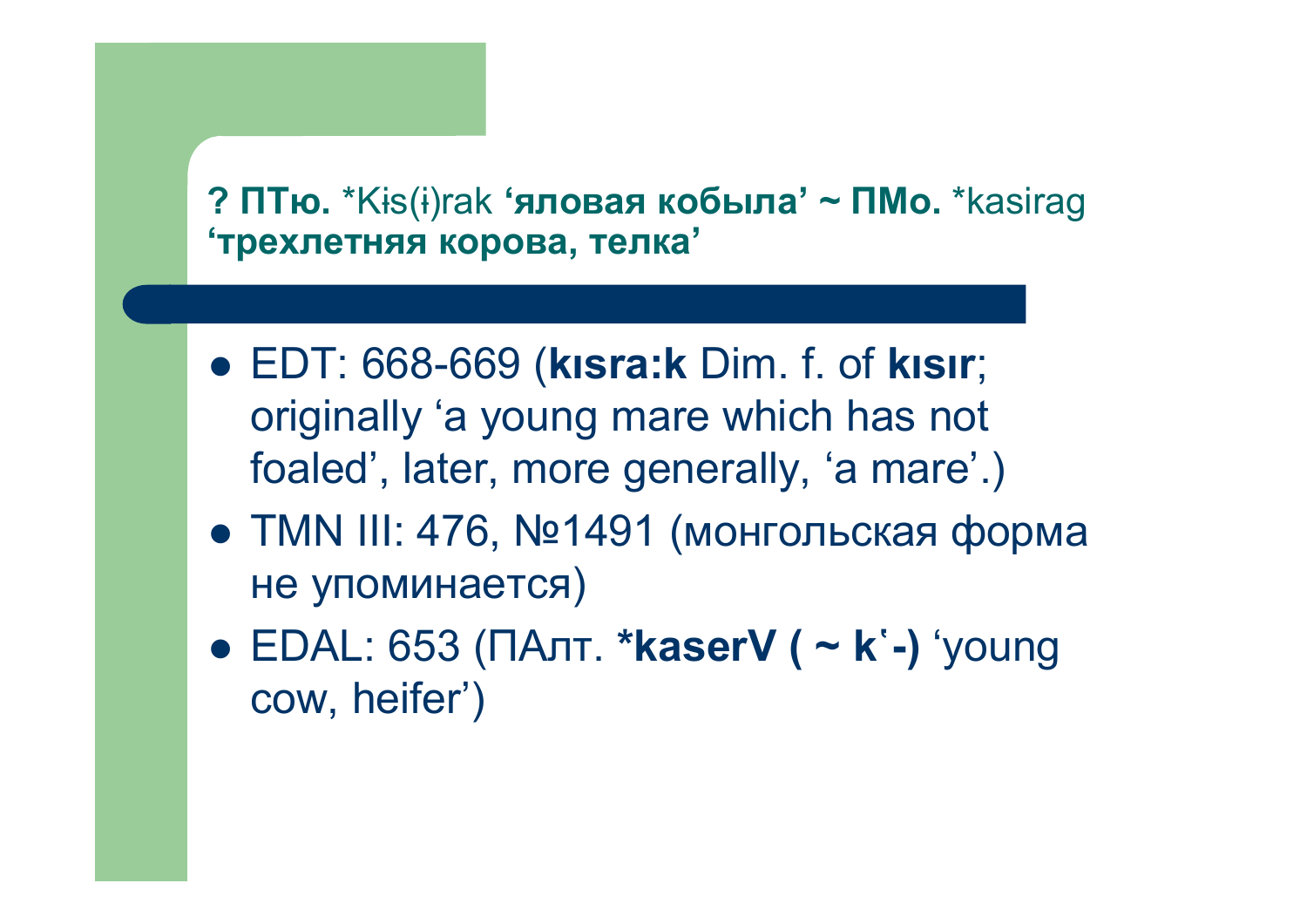## ? **ПТю.** *Kɨs(ɨ)rak **'яловая кобыла' ~ ПМо.** *kasirag **'трехлетняя корова, телка'**

- EDT: 668-669 (**kısra:k** Dim. f. of **kısır**; originally 'a young mare which has not foaled', later, more generally, 'a mare'.)
- TMN III: 476, №1491 (монгольская форма не упоминается)
- EDAL: 653 (ПАлт. ***kaserV ( ~ k῾-)** 'young cow, heifer')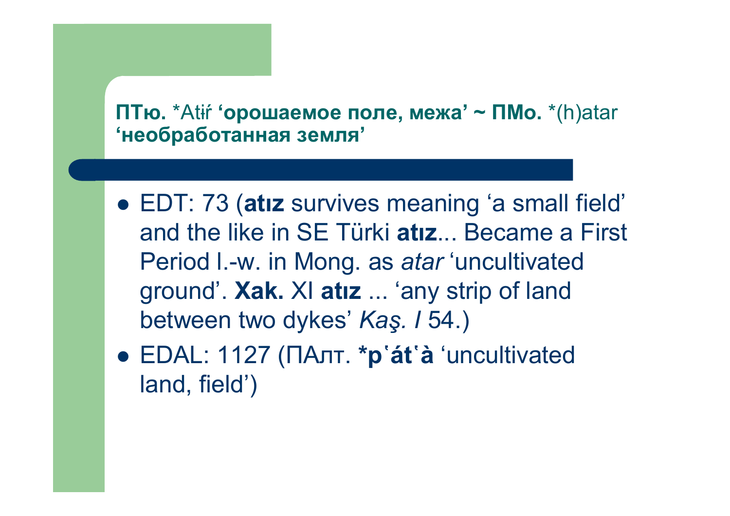**ПТю.** *Atɨŕ **'орошаемое поле, межа' ~ ПМо.** *(h)atar **'необработанная земля'**

- EDT: 73 (**atız** survives meaning 'a small field' and the like in SE Türki **atız**... Became a First Period l.-w. in Mong. as *atar* 'uncultivated ground'. **Xak.** XI **atız** ... 'any strip of land between two dykes' *Kaş. I* 54.)
- EDAL: 1127 (ПАлт. ***pʽátʽà** 'uncultivated land, field')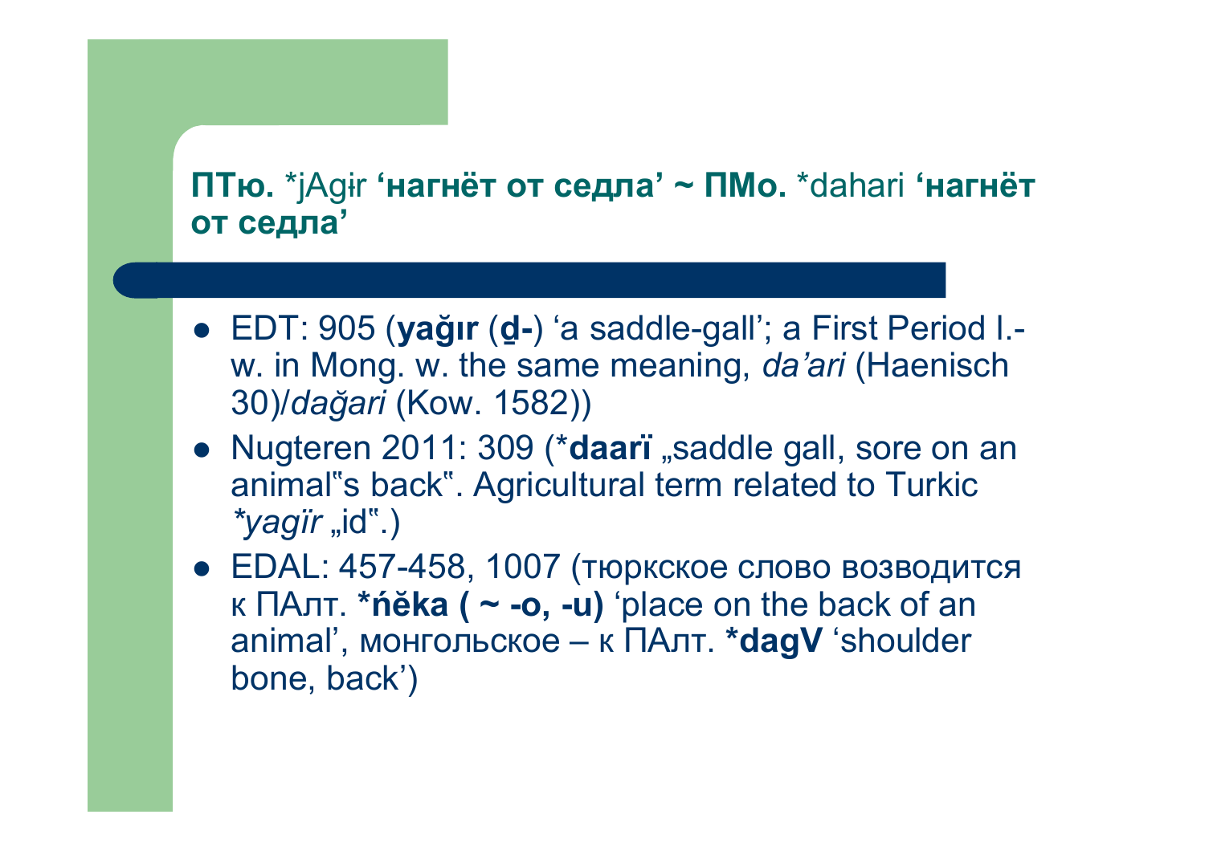**ПТю.** *jAgɨr **'нагнёт от седла' ~ ПМо.** *dahari **'нагнёт от седла'**

- EDT: 905 (**yağır** (**ḏ-**) 'a saddle-gall'; a First Period l.-w. in Mong. w. the same meaning, *da'ari* (Haenisch 30)/*dağari* (Kow. 1582))
- Nugteren 2011: 309 (***daarï** „saddle gall, sore on an animal‟s back‟. Agricultural term related to Turkic *\*yagïr* „id‟.)
- EDAL: 457-458, 1007 (тюркское слово возводится к ПАлт. ***ńĕka ( ~ -o, -u)** 'place on the back of an animal', монгольское – к ПАлт. ***dagV** 'shoulder bone, back')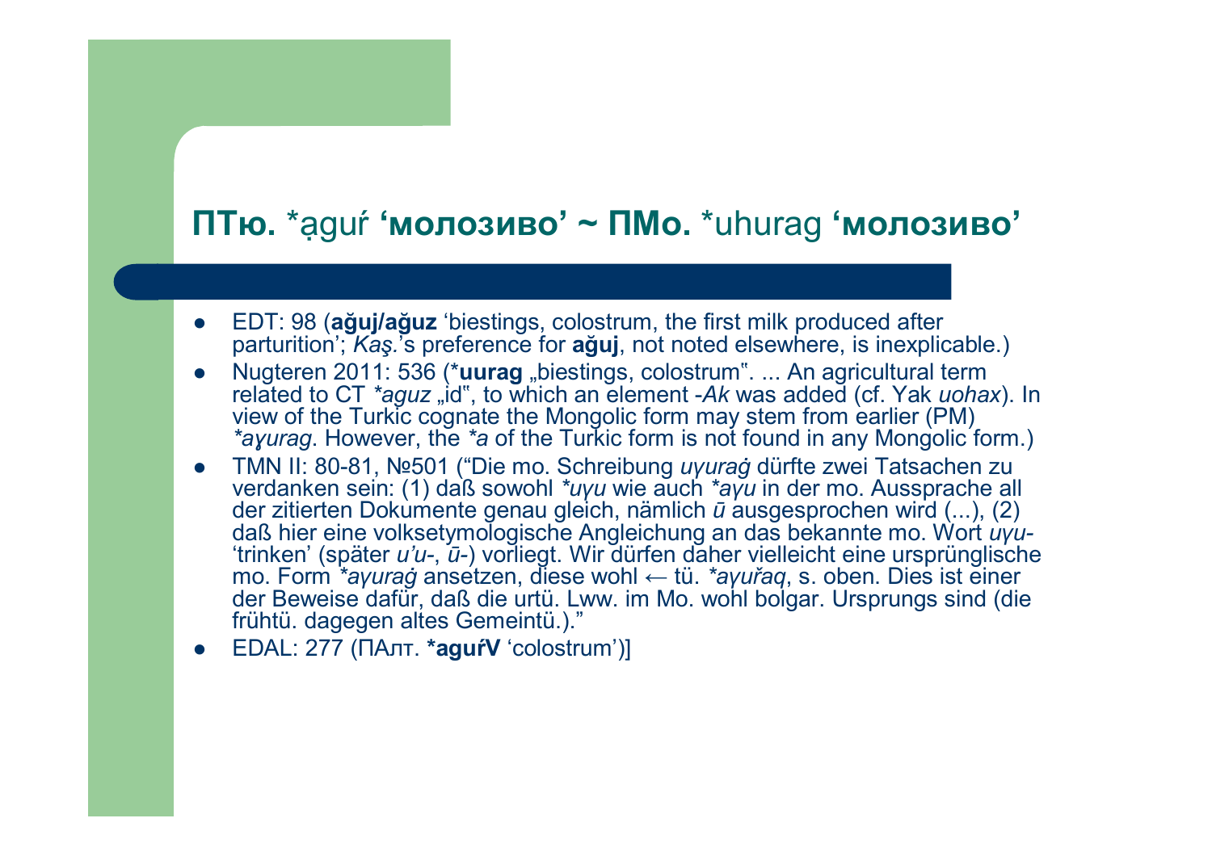## **ПТю.** *ạguŕ **'молозиво' ~ ПМо.** *uhurag **'молозиво'**

- EDT: 98 (**ağuj/ağuz** 'biestings, colostrum, the first milk produced after parturition'; *Kaş.*'s preference for **ağuj**, not noted elsewhere, is inexplicable.)
- Nugteren 2011: 536 (***uurag** „biestings, colostrum". ... An agricultural term related to CT *\*aguz* „id", to which an element *-Ak* was added (cf. Yak *uohax*). In view of the Turkic cognate the Mongolic form may stem from earlier (PM) *\*aɣurag*. However, the *\*a* of the Turkic form is not found in any Mongolic form.)
- TMN II: 80-81, №501 ("Die mo. Schreibung *uγuraġ* dürfte zwei Tatsachen zu verdanken sein: (1) daß sowohl *\*uγu* wie auch *\*aγu* in der mo. Aussprache all der zitierten Dokumente genau gleich, nämlich *ū* ausgesprochen wird (...), (2) daß hier eine volksetymologische Angleichung an das bekannte mo. Wort *uγu-* 'trinken' (später *u'u-*, *ū-*) vorliegt. Wir dürfen daher vielleicht eine ursprünglische mo. Form *\*aγuraġ* ansetzen, diese wohl ← tü. *\*aγuřaq*, s. oben. Dies ist einer der Beweise dafür, daß die urtü. Lww. im Mo. wohl bolgar. Ursprungs sind (die frühtü. dagegen altes Gemeintü.)."
- EDAL: 277 (ПАлт. ***aguŕV** 'colostrum')]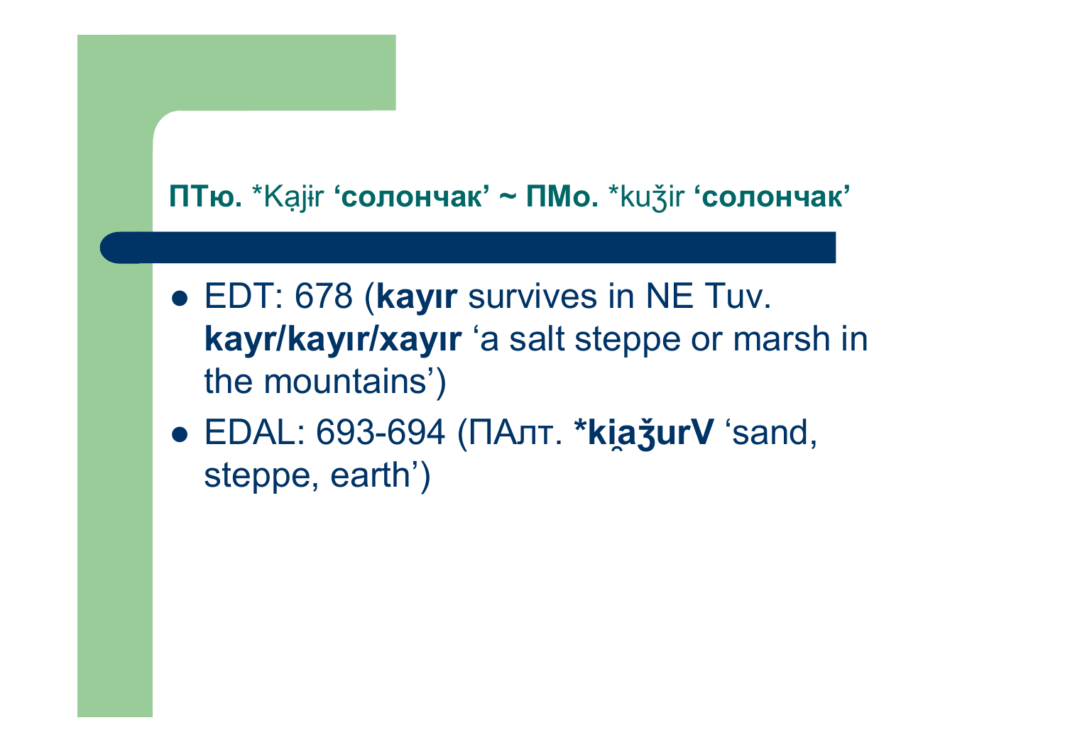## **ПТю.** *Ḳajɨr **‘солончак’ ~ ПМо.** *kuǯir **‘солончак’**

- EDT: 678 (**kayır** survives in NE Tuv. **kayr/kayır/xayır** ‘a salt steppe or marsh in the mountains’)
- EDAL: 693-694 (ПАлт. ***ki̯aǯurV** ‘sand, steppe, earth’)